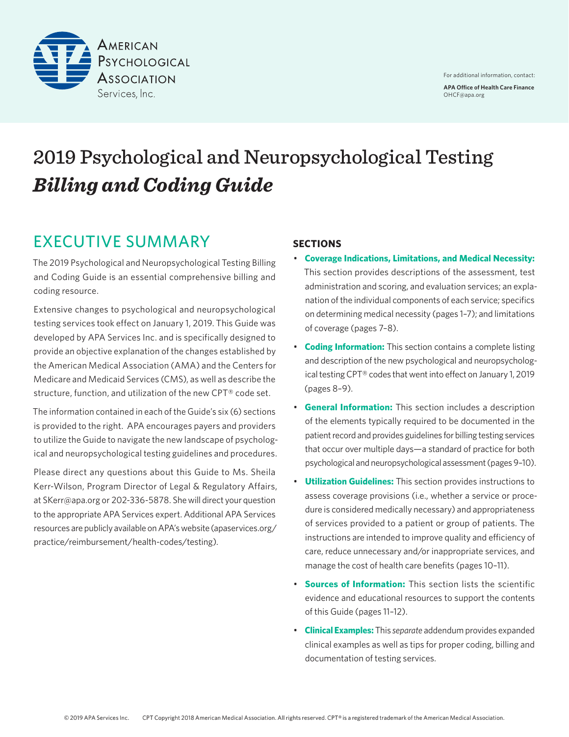American Psychological Association Services, Inc.

For additional information, contact:

**APA Office of Health Care Finance**
OHCF@apa.org

# 2019 Psychological and Neuropsychological Testing *Billing and Coding Guide*

## EXECUTIVE SUMMARY

The 2019 Psychological and Neuropsychological Testing Billing and Coding Guide is an essential comprehensive billing and coding resource.

Extensive changes to psychological and neuropsychological testing services took effect on January 1, 2019. This Guide was developed by APA Services Inc. and is specifically designed to provide an objective explanation of the changes established by the American Medical Association (AMA) and the Centers for Medicare and Medicaid Services (CMS), as well as describe the structure, function, and utilization of the new CPT® code set.

The information contained in each of the Guide's six (6) sections is provided to the right. APA encourages payers and providers to utilize the Guide to navigate the new landscape of psychological and neuropsychological testing guidelines and procedures.

Please direct any questions about this Guide to Ms. Sheila Kerr-Wilson, Program Director of Legal & Regulatory Affairs, at SKerr@apa.org or 202-336-5878. She will direct your question to the appropriate APA Services expert. Additional APA Services resources are publicly available on APA's website (apaservices.org/practice/reimbursement/health-codes/testing).

### SECTIONS

- **Coverage Indications, Limitations, and Medical Necessity:** This section provides descriptions of the assessment, test administration and scoring, and evaluation services; an explanation of the individual components of each service; specifics on determining medical necessity (pages 1–7); and limitations of coverage (pages 7–8).
- **Coding Information:** This section contains a complete listing and description of the new psychological and neuropsychological testing CPT® codes that went into effect on January 1, 2019 (pages 8–9).
- **General Information:** This section includes a description of the elements typically required to be documented in the patient record and provides guidelines for billing testing services that occur over multiple days—a standard of practice for both psychological and neuropsychological assessment (pages 9–10).
- **Utilization Guidelines:** This section provides instructions to assess coverage provisions (i.e., whether a service or procedure is considered medically necessary) and appropriateness of services provided to a patient or group of patients. The instructions are intended to improve quality and efficiency of care, reduce unnecessary and/or inappropriate services, and manage the cost of health care benefits (pages 10–11).
- **Sources of Information:** This section lists the scientific evidence and educational resources to support the contents of this Guide (pages 11–12).
- **Clinical Examples:** This *separate* addendum provides expanded clinical examples as well as tips for proper coding, billing and documentation of testing services.

© 2019 APA Services Inc. CPT Copyright 2018 American Medical Association. All rights reserved. CPT® is a registered trademark of the American Medical Association.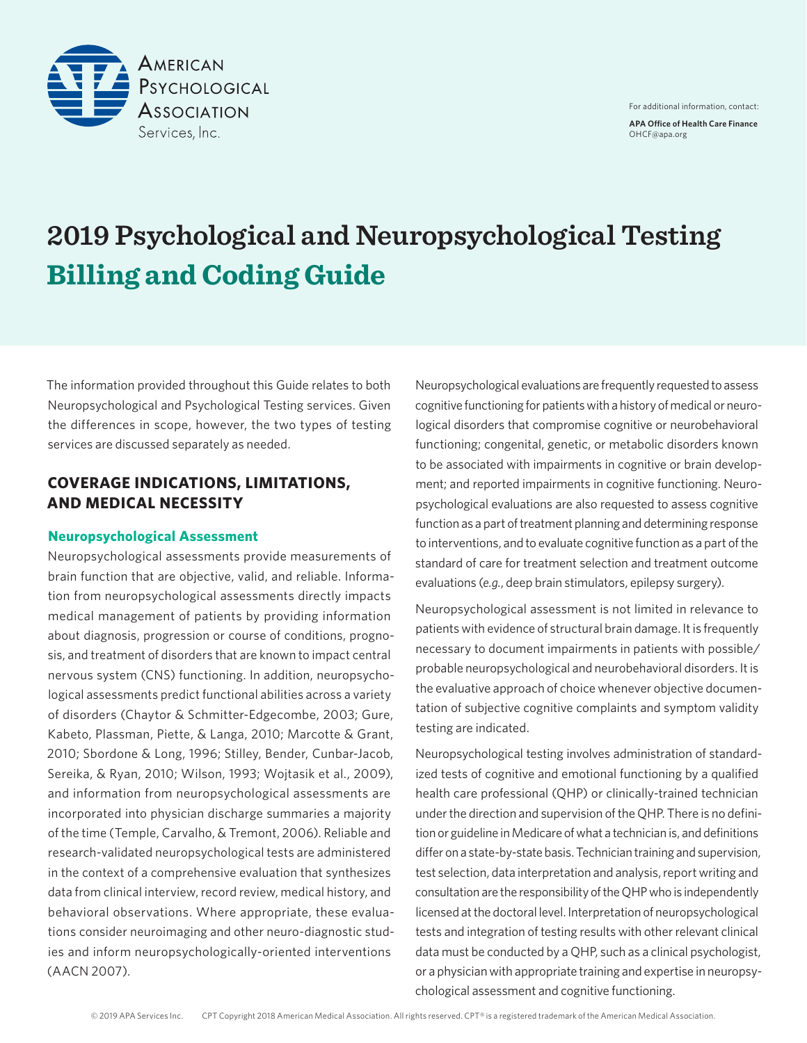American Psychological Association Services, Inc.

For additional information, contact:

**APA Office of Health Care Finance**
OHCF@apa.org

# 2019 Psychological and Neuropsychological Testing Billing and Coding Guide

The information provided throughout this Guide relates to both Neuropsychological and Psychological Testing services. Given the differences in scope, however, the two types of testing services are discussed separately as needed.

## COVERAGE INDICATIONS, LIMITATIONS, AND MEDICAL NECESSITY

### Neuropsychological Assessment

Neuropsychological assessments provide measurements of brain function that are objective, valid, and reliable. Information from neuropsychological assessments directly impacts medical management of patients by providing information about diagnosis, progression or course of conditions, prognosis, and treatment of disorders that are known to impact central nervous system (CNS) functioning. In addition, neuropsychological assessments predict functional abilities across a variety of disorders (Chaytor & Schmitter-Edgecombe, 2003; Gure, Kabeto, Plassman, Piette, & Langa, 2010; Marcotte & Grant, 2010; Sbordone & Long, 1996; Stilley, Bender, Cunbar-Jacob, Sereika, & Ryan, 2010; Wilson, 1993; Wojtasik et al., 2009), and information from neuropsychological assessments are incorporated into physician discharge summaries a majority of the time (Temple, Carvalho, & Tremont, 2006). Reliable and research-validated neuropsychological tests are administered in the context of a comprehensive evaluation that synthesizes data from clinical interview, record review, medical history, and behavioral observations. Where appropriate, these evaluations consider neuroimaging and other neuro-diagnostic studies and inform neuropsychologically-oriented interventions (AACN 2007).

Neuropsychological evaluations are frequently requested to assess cognitive functioning for patients with a history of medical or neurological disorders that compromise cognitive or neurobehavioral functioning; congenital, genetic, or metabolic disorders known to be associated with impairments in cognitive or brain development; and reported impairments in cognitive functioning. Neuropsychological evaluations are also requested to assess cognitive function as a part of treatment planning and determining response to interventions, and to evaluate cognitive function as a part of the standard of care for treatment selection and treatment outcome evaluations (*e.g.*, deep brain stimulators, epilepsy surgery).

Neuropsychological assessment is not limited in relevance to patients with evidence of structural brain damage. It is frequently necessary to document impairments in patients with possible/probable neuropsychological and neurobehavioral disorders. It is the evaluative approach of choice whenever objective documentation of subjective cognitive complaints and symptom validity testing are indicated.

Neuropsychological testing involves administration of standardized tests of cognitive and emotional functioning by a qualified health care professional (QHP) or clinically-trained technician under the direction and supervision of the QHP. There is no definition or guideline in Medicare of what a technician is, and definitions differ on a state-by-state basis. Technician training and supervision, test selection, data interpretation and analysis, report writing and consultation are the responsibility of the QHP who is independently licensed at the doctoral level. Interpretation of neuropsychological tests and integration of testing results with other relevant clinical data must be conducted by a QHP, such as a clinical psychologist, or a physician with appropriate training and expertise in neuropsychological assessment and cognitive functioning.

© 2019 APA Services Inc. CPT Copyright 2018 American Medical Association. All rights reserved. CPT® is a registered trademark of the American Medical Association.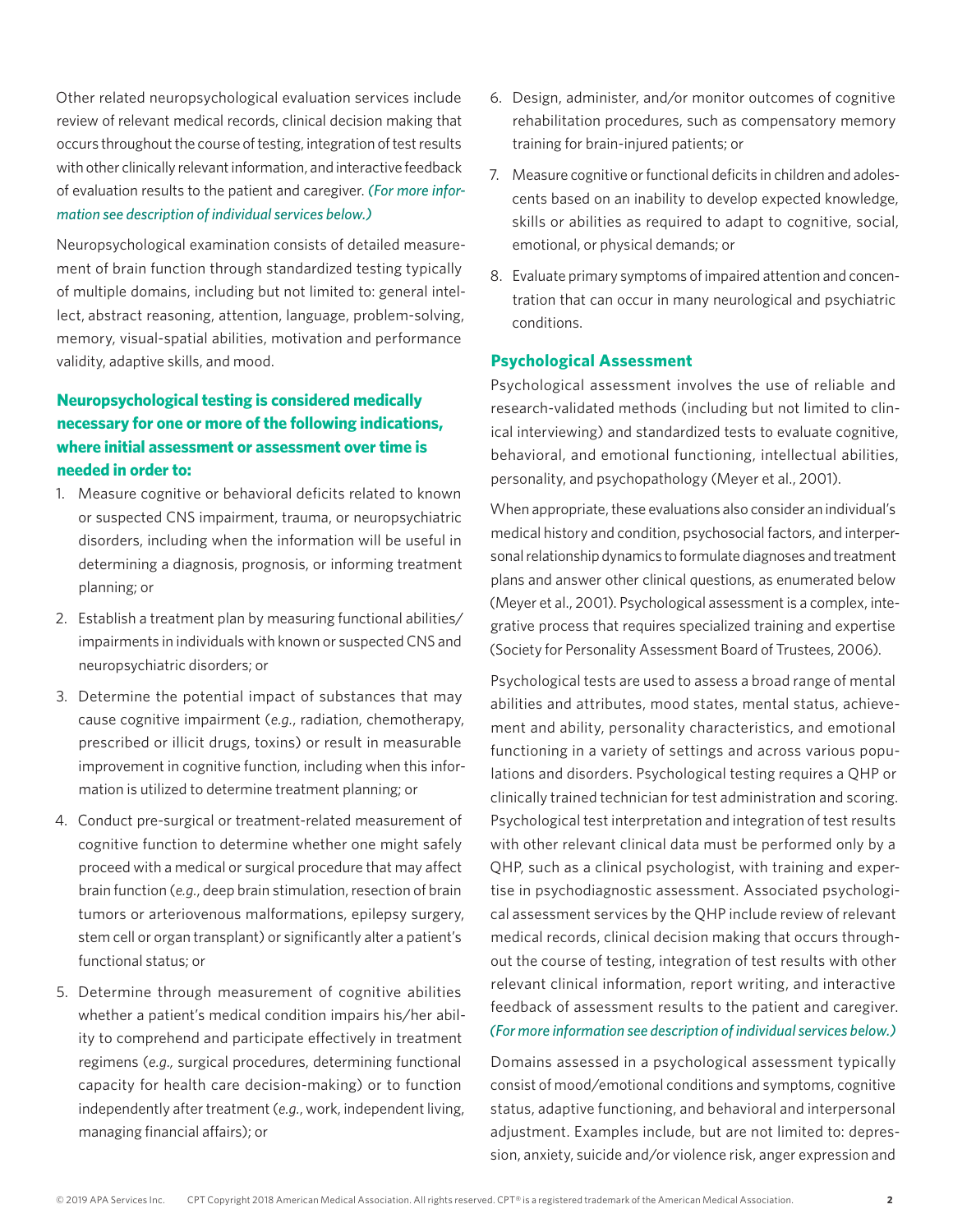Other related neuropsychological evaluation services include review of relevant medical records, clinical decision making that occurs throughout the course of testing, integration of test results with other clinically relevant information, and interactive feedback of evaluation results to the patient and caregiver. *(For more information see description of individual services below.)*

Neuropsychological examination consists of detailed measurement of brain function through standardized testing typically of multiple domains, including but not limited to: general intellect, abstract reasoning, attention, language, problem-solving, memory, visual-spatial abilities, motivation and performance validity, adaptive skills, and mood.

### Neuropsychological testing is considered medically necessary for one or more of the following indications, where initial assessment or assessment over time is needed in order to:

1. Measure cognitive or behavioral deficits related to known or suspected CNS impairment, trauma, or neuropsychiatric disorders, including when the information will be useful in determining a diagnosis, prognosis, or informing treatment planning; or
2. Establish a treatment plan by measuring functional abilities/impairments in individuals with known or suspected CNS and neuropsychiatric disorders; or
3. Determine the potential impact of substances that may cause cognitive impairment (*e.g.*, radiation, chemotherapy, prescribed or illicit drugs, toxins) or result in measurable improvement in cognitive function, including when this information is utilized to determine treatment planning; or
4. Conduct pre-surgical or treatment-related measurement of cognitive function to determine whether one might safely proceed with a medical or surgical procedure that may affect brain function (*e.g.*, deep brain stimulation, resection of brain tumors or arteriovenous malformations, epilepsy surgery, stem cell or organ transplant) or significantly alter a patient's functional status; or
5. Determine through measurement of cognitive abilities whether a patient's medical condition impairs his/her ability to comprehend and participate effectively in treatment regimens (*e.g.*, surgical procedures, determining functional capacity for health care decision-making) or to function independently after treatment (*e.g.*, work, independent living, managing financial affairs); or
6. Design, administer, and/or monitor outcomes of cognitive rehabilitation procedures, such as compensatory memory training for brain-injured patients; or
7. Measure cognitive or functional deficits in children and adolescents based on an inability to develop expected knowledge, skills or abilities as required to adapt to cognitive, social, emotional, or physical demands; or
8. Evaluate primary symptoms of impaired attention and concentration that can occur in many neurological and psychiatric conditions.

### Psychological Assessment

Psychological assessment involves the use of reliable and research-validated methods (including but not limited to clinical interviewing) and standardized tests to evaluate cognitive, behavioral, and emotional functioning, intellectual abilities, personality, and psychopathology (Meyer et al., 2001).

When appropriate, these evaluations also consider an individual's medical history and condition, psychosocial factors, and interpersonal relationship dynamics to formulate diagnoses and treatment plans and answer other clinical questions, as enumerated below (Meyer et al., 2001). Psychological assessment is a complex, integrative process that requires specialized training and expertise (Society for Personality Assessment Board of Trustees, 2006).

Psychological tests are used to assess a broad range of mental abilities and attributes, mood states, mental status, achievement and ability, personality characteristics, and emotional functioning in a variety of settings and across various populations and disorders. Psychological testing requires a QHP or clinically trained technician for test administration and scoring. Psychological test interpretation and integration of test results with other relevant clinical data must be performed only by a QHP, such as a clinical psychologist, with training and expertise in psychodiagnostic assessment. Associated psychological assessment services by the QHP include review of relevant medical records, clinical decision making that occurs throughout the course of testing, integration of test results with other relevant clinical information, report writing, and interactive feedback of assessment results to the patient and caregiver. *(For more information see description of individual services below.)*

Domains assessed in a psychological assessment typically consist of mood/emotional conditions and symptoms, cognitive status, adaptive functioning, and behavioral and interpersonal adjustment. Examples include, but are not limited to: depression, anxiety, suicide and/or violence risk, anger expression and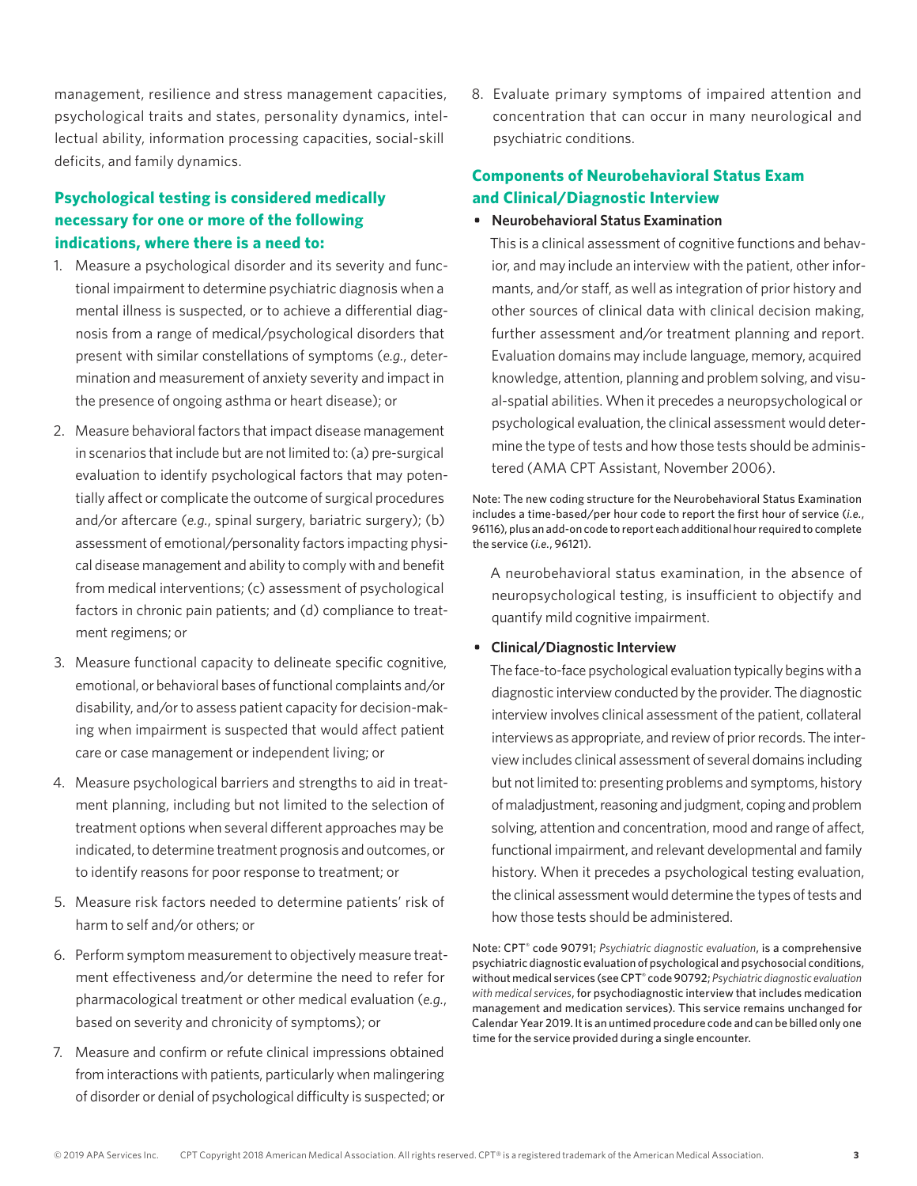management, resilience and stress management capacities, psychological traits and states, personality dynamics, intellectual ability, information processing capacities, social-skill deficits, and family dynamics.

### Psychological testing is considered medically necessary for one or more of the following indications, where there is a need to:

1. Measure a psychological disorder and its severity and functional impairment to determine psychiatric diagnosis when a mental illness is suspected, or to achieve a differential diagnosis from a range of medical/psychological disorders that present with similar constellations of symptoms (*e.g.*, determination and measurement of anxiety severity and impact in the presence of ongoing asthma or heart disease); or
2. Measure behavioral factors that impact disease management in scenarios that include but are not limited to: (a) pre-surgical evaluation to identify psychological factors that may potentially affect or complicate the outcome of surgical procedures and/or aftercare (*e.g.*, spinal surgery, bariatric surgery); (b) assessment of emotional/personality factors impacting physical disease management and ability to comply with and benefit from medical interventions; (c) assessment of psychological factors in chronic pain patients; and (d) compliance to treatment regimens; or
3. Measure functional capacity to delineate specific cognitive, emotional, or behavioral bases of functional complaints and/or disability, and/or to assess patient capacity for decision-making when impairment is suspected that would affect patient care or case management or independent living; or
4. Measure psychological barriers and strengths to aid in treatment planning, including but not limited to the selection of treatment options when several different approaches may be indicated, to determine treatment prognosis and outcomes, or to identify reasons for poor response to treatment; or
5. Measure risk factors needed to determine patients' risk of harm to self and/or others; or
6. Perform symptom measurement to objectively measure treatment effectiveness and/or determine the need to refer for pharmacological treatment or other medical evaluation (*e.g.*, based on severity and chronicity of symptoms); or
7. Measure and confirm or refute clinical impressions obtained from interactions with patients, particularly when malingering of disorder or denial of psychological difficulty is suspected; or
8. Evaluate primary symptoms of impaired attention and concentration that can occur in many neurological and psychiatric conditions.

### Components of Neurobehavioral Status Exam and Clinical/Diagnostic Interview

- **Neurobehavioral Status Examination**

  This is a clinical assessment of cognitive functions and behavior, and may include an interview with the patient, other informants, and/or staff, as well as integration of prior history and other sources of clinical data with clinical decision making, further assessment and/or treatment planning and report. Evaluation domains may include language, memory, acquired knowledge, attention, planning and problem solving, and visual-spatial abilities. When it precedes a neuropsychological or psychological evaluation, the clinical assessment would determine the type of tests and how those tests should be administered (AMA CPT Assistant, November 2006).

  Note: The new coding structure for the Neurobehavioral Status Examination includes a time-based/per hour code to report the first hour of service (*i.e.*, 96116), plus an add-on code to report each additional hour required to complete the service (*i.e.*, 96121).

  A neurobehavioral status examination, in the absence of neuropsychological testing, is insufficient to objectify and quantify mild cognitive impairment.

- **Clinical/Diagnostic Interview**

  The face-to-face psychological evaluation typically begins with a diagnostic interview conducted by the provider. The diagnostic interview involves clinical assessment of the patient, collateral interviews as appropriate, and review of prior records. The interview includes clinical assessment of several domains including but not limited to: presenting problems and symptoms, history of maladjustment, reasoning and judgment, coping and problem solving, attention and concentration, mood and range of affect, functional impairment, and relevant developmental and family history. When it precedes a psychological testing evaluation, the clinical assessment would determine the types of tests and how those tests should be administered.

  Note: CPT® code 90791; *Psychiatric diagnostic evaluation*, is a comprehensive psychiatric diagnostic evaluation of psychological and psychosocial conditions, without medical services (see CPT® code 90792; *Psychiatric diagnostic evaluation with medical services*, for psychodiagnostic interview that includes medication management and medication services). This service remains unchanged for Calendar Year 2019. It is an untimed procedure code and can be billed only one time for the service provided during a single encounter.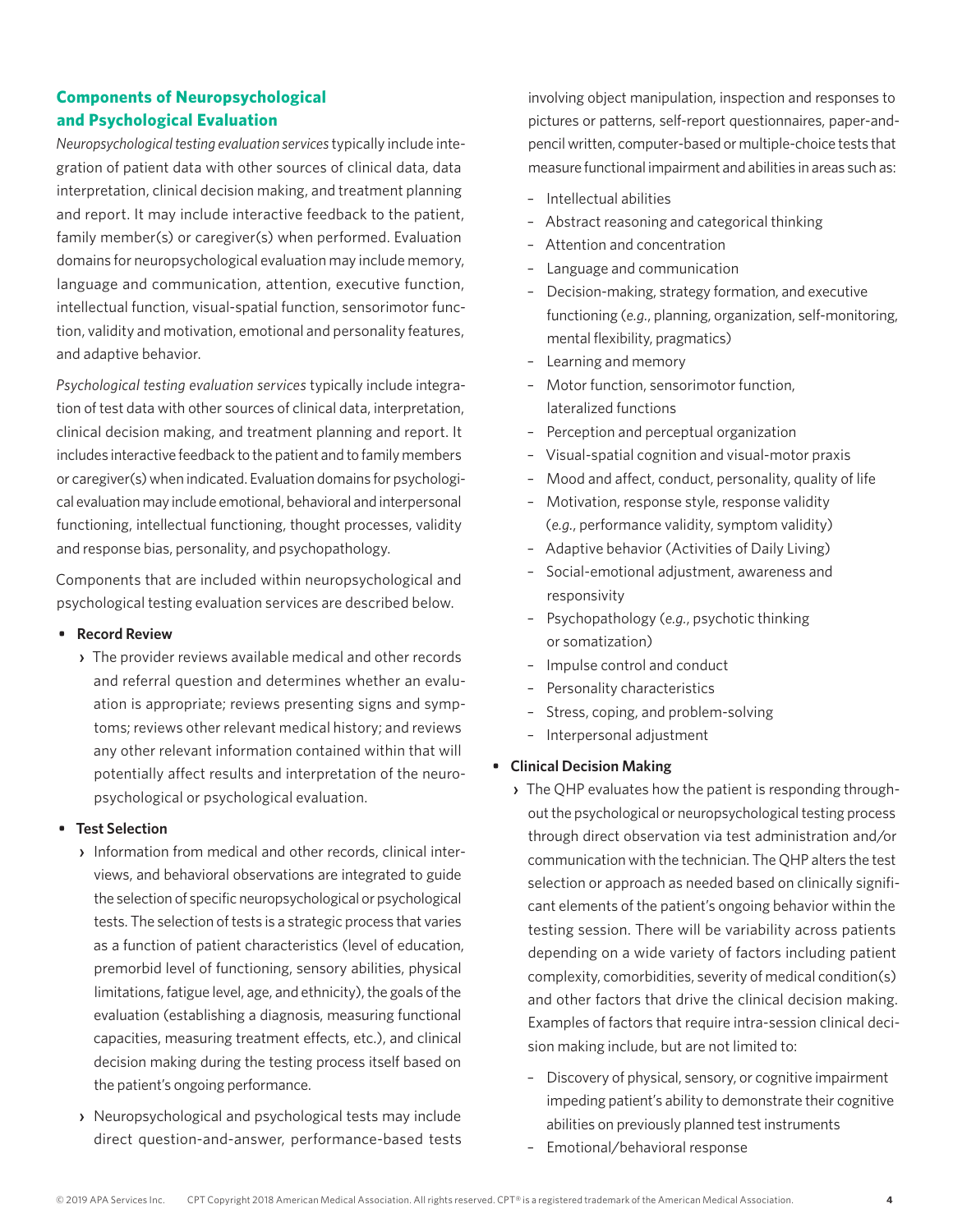## Components of Neuropsychological and Psychological Evaluation

*Neuropsychological testing evaluation services* typically include integration of patient data with other sources of clinical data, data interpretation, clinical decision making, and treatment planning and report. It may include interactive feedback to the patient, family member(s) or caregiver(s) when performed. Evaluation domains for neuropsychological evaluation may include memory, language and communication, attention, executive function, intellectual function, visual-spatial function, sensorimotor function, validity and motivation, emotional and personality features, and adaptive behavior.

*Psychological testing evaluation services* typically include integration of test data with other sources of clinical data, interpretation, clinical decision making, and treatment planning and report. It includes interactive feedback to the patient and to family members or caregiver(s) when indicated. Evaluation domains for psychological evaluation may include emotional, behavioral and interpersonal functioning, intellectual functioning, thought processes, validity and response bias, personality, and psychopathology.

Components that are included within neuropsychological and psychological testing evaluation services are described below.

- **Record Review**
  - The provider reviews available medical and other records and referral question and determines whether an evaluation is appropriate; reviews presenting signs and symptoms; reviews other relevant medical history; and reviews any other relevant information contained within that will potentially affect results and interpretation of the neuropsychological or psychological evaluation.
- **Test Selection**
  - Information from medical and other records, clinical interviews, and behavioral observations are integrated to guide the selection of specific neuropsychological or psychological tests. The selection of tests is a strategic process that varies as a function of patient characteristics (level of education, premorbid level of functioning, sensory abilities, physical limitations, fatigue level, age, and ethnicity), the goals of the evaluation (establishing a diagnosis, measuring functional capacities, measuring treatment effects, etc.), and clinical decision making during the testing process itself based on the patient's ongoing performance.
  - Neuropsychological and psychological tests may include direct question-and-answer, performance-based tests involving object manipulation, inspection and responses to pictures or patterns, self-report questionnaires, paper-and-pencil written, computer-based or multiple-choice tests that measure functional impairment and abilities in areas such as:
    - Intellectual abilities
    - Abstract reasoning and categorical thinking
    - Attention and concentration
    - Language and communication
    - Decision-making, strategy formation, and executive functioning (*e.g.*, planning, organization, self-monitoring, mental flexibility, pragmatics)
    - Learning and memory
    - Motor function, sensorimotor function, lateralized functions
    - Perception and perceptual organization
    - Visual-spatial cognition and visual-motor praxis
    - Mood and affect, conduct, personality, quality of life
    - Motivation, response style, response validity (*e.g.*, performance validity, symptom validity)
    - Adaptive behavior (Activities of Daily Living)
    - Social-emotional adjustment, awareness and responsivity
    - Psychopathology (*e.g.*, psychotic thinking or somatization)
    - Impulse control and conduct
    - Personality characteristics
    - Stress, coping, and problem-solving
    - Interpersonal adjustment
- **Clinical Decision Making**
  - The QHP evaluates how the patient is responding throughout the psychological or neuropsychological testing process through direct observation via test administration and/or communication with the technician. The QHP alters the test selection or approach as needed based on clinically significant elements of the patient's ongoing behavior within the testing session. There will be variability across patients depending on a wide variety of factors including patient complexity, comorbidities, severity of medical condition(s) and other factors that drive the clinical decision making. Examples of factors that require intra-session clinical decision making include, but are not limited to:
    - Discovery of physical, sensory, or cognitive impairment impeding patient's ability to demonstrate their cognitive abilities on previously planned test instruments
    - Emotional/behavioral response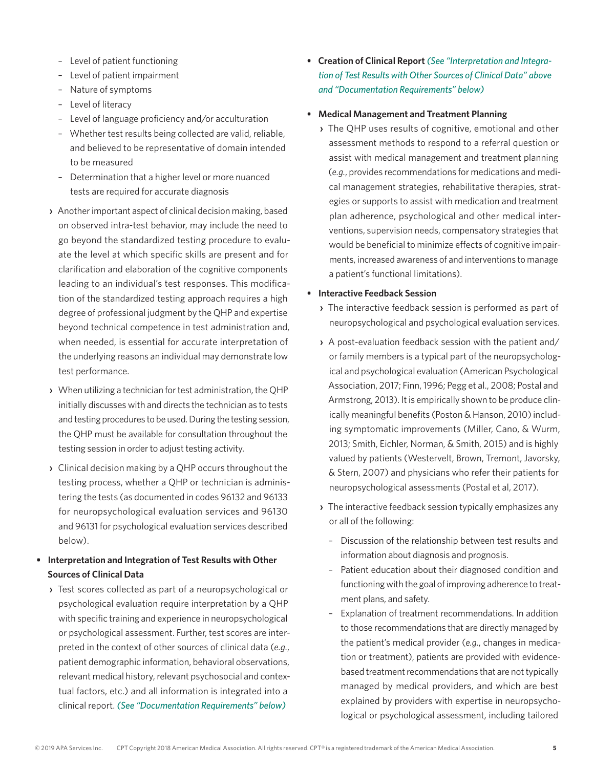- Level of patient functioning
  - Level of patient impairment
  - Nature of symptoms
  - Level of literacy
  - Level of language proficiency and/or acculturation
  - Whether test results being collected are valid, reliable, and believed to be representative of domain intended to be measured
  - Determination that a higher level or more nuanced tests are required for accurate diagnosis

- › Another important aspect of clinical decision making, based on observed intra-test behavior, may include the need to go beyond the standardized testing procedure to evaluate the level at which specific skills are present and for clarification and elaboration of the cognitive components leading to an individual's test responses. This modification of the standardized testing approach requires a high degree of professional judgment by the QHP and expertise beyond technical competence in test administration and, when needed, is essential for accurate interpretation of the underlying reasons an individual may demonstrate low test performance.

- › When utilizing a technician for test administration, the QHP initially discusses with and directs the technician as to tests and testing procedures to be used. During the testing session, the QHP must be available for consultation throughout the testing session in order to adjust testing activity.

- › Clinical decision making by a QHP occurs throughout the testing process, whether a QHP or technician is administering the tests (as documented in codes 96132 and 96133 for neuropsychological evaluation services and 96130 and 96131 for psychological evaluation services described below).

- **Interpretation and Integration of Test Results with Other Sources of Clinical Data**
  - › Test scores collected as part of a neuropsychological or psychological evaluation require interpretation by a QHP with specific training and experience in neuropsychological or psychological assessment. Further, test scores are interpreted in the context of other sources of clinical data (*e.g.*, patient demographic information, behavioral observations, relevant medical history, relevant psychosocial and contextual factors, etc.) and all information is integrated into a clinical report. *(See "Documentation Requirements" below)*

- **Creation of Clinical Report** *(See "Interpretation and Integration of Test Results with Other Sources of Clinical Data" above and "Documentation Requirements" below)*

- **Medical Management and Treatment Planning**
  - › The QHP uses results of cognitive, emotional and other assessment methods to respond to a referral question or assist with medical management and treatment planning (*e.g.*, provides recommendations for medications and medical management strategies, rehabilitative therapies, strategies or supports to assist with medication and treatment plan adherence, psychological and other medical interventions, supervision needs, compensatory strategies that would be beneficial to minimize effects of cognitive impairments, increased awareness of and interventions to manage a patient's functional limitations).

- **Interactive Feedback Session**
  - › The interactive feedback session is performed as part of neuropsychological and psychological evaluation services.
  - › A post-evaluation feedback session with the patient and/or family members is a typical part of the neuropsychological and psychological evaluation (American Psychological Association, 2017; Finn, 1996; Pegg et al., 2008; Postal and Armstrong, 2013). It is empirically shown to be produce clinically meaningful benefits (Poston & Hanson, 2010) including symptomatic improvements (Miller, Cano, & Wurm, 2013; Smith, Eichler, Norman, & Smith, 2015) and is highly valued by patients (Westervelt, Brown, Tremont, Javorsky, & Stern, 2007) and physicians who refer their patients for neuropsychological assessments (Postal et al, 2017).
  - › The interactive feedback session typically emphasizes any or all of the following:
    - Discussion of the relationship between test results and information about diagnosis and prognosis.
    - Patient education about their diagnosed condition and functioning with the goal of improving adherence to treatment plans, and safety.
    - Explanation of treatment recommendations. In addition to those recommendations that are directly managed by the patient's medical provider (*e.g.*, changes in medication or treatment), patients are provided with evidence-based treatment recommendations that are not typically managed by medical providers, and which are best explained by providers with expertise in neuropsychological or psychological assessment, including tailored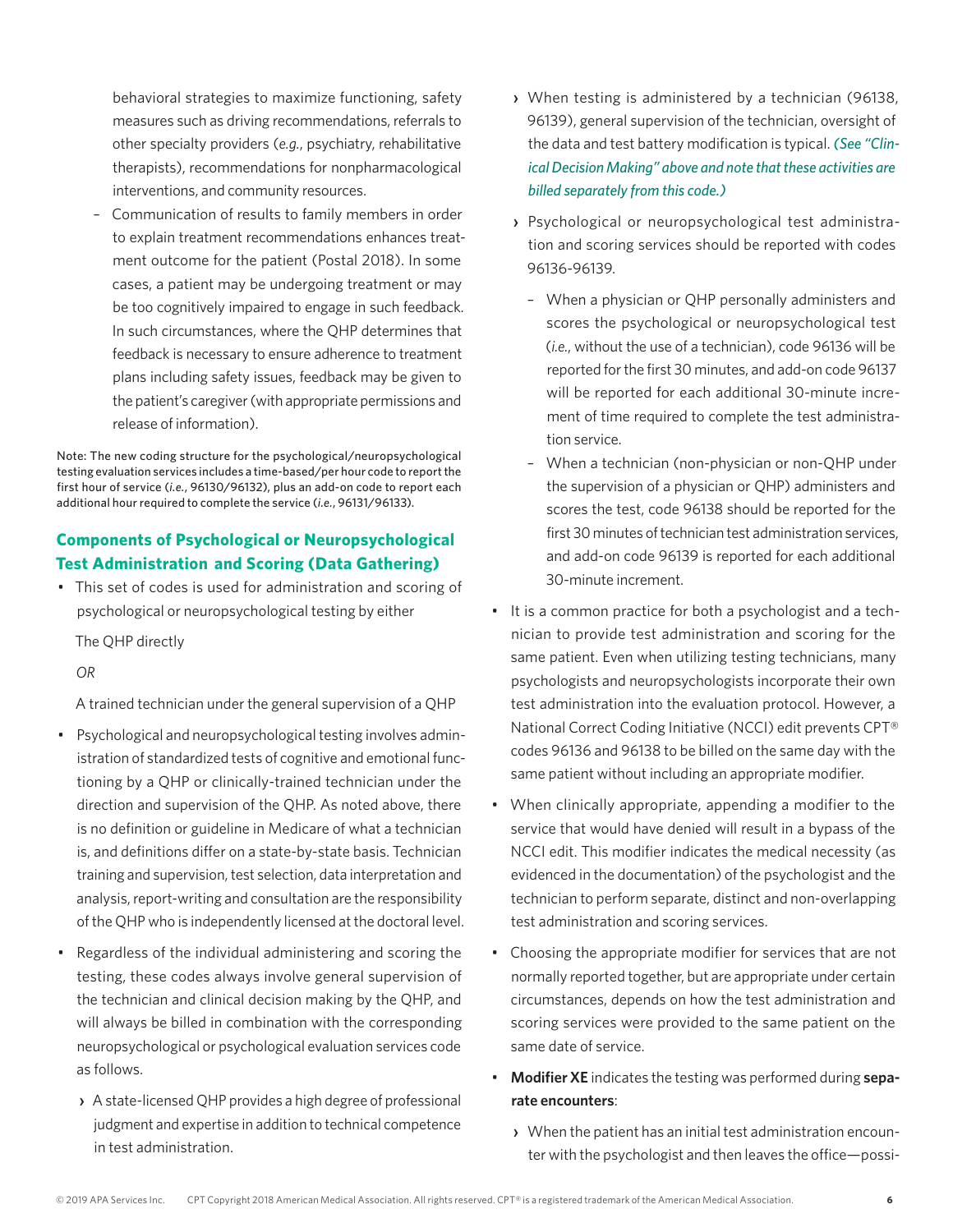behavioral strategies to maximize functioning, safety measures such as driving recommendations, referrals to other specialty providers (*e.g.*, psychiatry, rehabilitative therapists), recommendations for nonpharmacological interventions, and community resources.

– Communication of results to family members in order to explain treatment recommendations enhances treatment outcome for the patient (Postal 2018). In some cases, a patient may be undergoing treatment or may be too cognitively impaired to engage in such feedback. In such circumstances, where the QHP determines that feedback is necessary to ensure adherence to treatment plans including safety issues, feedback may be given to the patient's caregiver (with appropriate permissions and release of information).

Note: The new coding structure for the psychological/neuropsychological testing evaluation services includes a time-based/per hour code to report the first hour of service (*i.e.*, 96130/96132), plus an add-on code to report each additional hour required to complete the service (*i.e.*, 96131/96133).

## Components of Psychological or Neuropsychological Test Administration and Scoring (Data Gathering)

- This set of codes is used for administration and scoring of psychological or neuropsychological testing by either

  The QHP directly

  *OR*

  A trained technician under the general supervision of a QHP

- Psychological and neuropsychological testing involves administration of standardized tests of cognitive and emotional functioning by a QHP or clinically-trained technician under the direction and supervision of the QHP. As noted above, there is no definition or guideline in Medicare of what a technician is, and definitions differ on a state-by-state basis. Technician training and supervision, test selection, data interpretation and analysis, report-writing and consultation are the responsibility of the QHP who is independently licensed at the doctoral level.

- Regardless of the individual administering and scoring the testing, these codes always involve general supervision of the technician and clinical decision making by the QHP, and will always be billed in combination with the corresponding neuropsychological or psychological evaluation services code as follows.

  › A state-licensed QHP provides a high degree of professional judgment and expertise in addition to technical competence in test administration.

  › When testing is administered by a technician (96138, 96139), general supervision of the technician, oversight of the data and test battery modification is typical. *(See "Clinical Decision Making" above and note that these activities are billed separately from this code.)*

  › Psychological or neuropsychological test administration and scoring services should be reported with codes 96136-96139.

    – When a physician or QHP personally administers and scores the psychological or neuropsychological test (*i.e.*, without the use of a technician), code 96136 will be reported for the first 30 minutes, and add-on code 96137 will be reported for each additional 30-minute increment of time required to complete the test administration service.

    – When a technician (non-physician or non-QHP under the supervision of a physician or QHP) administers and scores the test, code 96138 should be reported for the first 30 minutes of technician test administration services, and add-on code 96139 is reported for each additional 30-minute increment.

- It is a common practice for both a psychologist and a technician to provide test administration and scoring for the same patient. Even when utilizing testing technicians, many psychologists and neuropsychologists incorporate their own test administration into the evaluation protocol. However, a National Correct Coding Initiative (NCCI) edit prevents CPT® codes 96136 and 96138 to be billed on the same day with the same patient without including an appropriate modifier.

- When clinically appropriate, appending a modifier to the service that would have denied will result in a bypass of the NCCI edit. This modifier indicates the medical necessity (as evidenced in the documentation) of the psychologist and the technician to perform separate, distinct and non-overlapping test administration and scoring services.

- Choosing the appropriate modifier for services that are not normally reported together, but are appropriate under certain circumstances, depends on how the test administration and scoring services were provided to the same patient on the same date of service.

- **Modifier XE** indicates the testing was performed during **separate encounters**:

  › When the patient has an initial test administration encounter with the psychologist and then leaves the office—possi-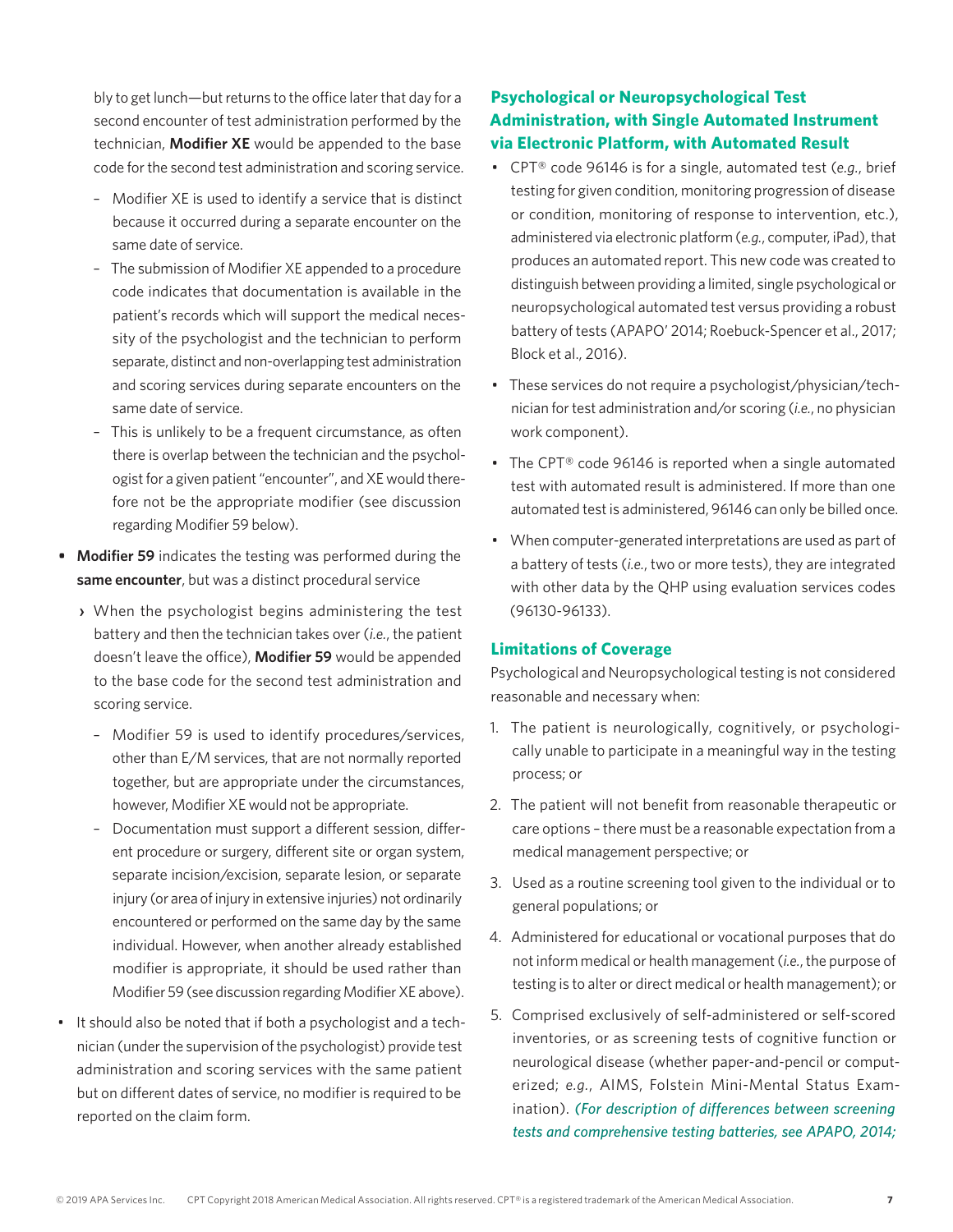bly to get lunch—but returns to the office later that day for a second encounter of test administration performed by the technician, **Modifier XE** would be appended to the base code for the second test administration and scoring service.

- Modifier XE is used to identify a service that is distinct because it occurred during a separate encounter on the same date of service.
- The submission of Modifier XE appended to a procedure code indicates that documentation is available in the patient's records which will support the medical necessity of the psychologist and the technician to perform separate, distinct and non-overlapping test administration and scoring services during separate encounters on the same date of service.
- This is unlikely to be a frequent circumstance, as often there is overlap between the technician and the psychologist for a given patient "encounter", and XE would therefore not be the appropriate modifier (see discussion regarding Modifier 59 below).

- **Modifier 59** indicates the testing was performed during the **same encounter**, but was a distinct procedural service
  - When the psychologist begins administering the test battery and then the technician takes over (*i.e.*, the patient doesn't leave the office), **Modifier 59** would be appended to the base code for the second test administration and scoring service.
    - Modifier 59 is used to identify procedures/services, other than E/M services, that are not normally reported together, but are appropriate under the circumstances, however, Modifier XE would not be appropriate.
    - Documentation must support a different session, different procedure or surgery, different site or organ system, separate incision/excision, separate lesion, or separate injury (or area of injury in extensive injuries) not ordinarily encountered or performed on the same day by the same individual. However, when another already established modifier is appropriate, it should be used rather than Modifier 59 (see discussion regarding Modifier XE above).
- It should also be noted that if both a psychologist and a technician (under the supervision of the psychologist) provide test administration and scoring services with the same patient but on different dates of service, no modifier is required to be reported on the claim form.

### Psychological or Neuropsychological Test Administration, with Single Automated Instrument via Electronic Platform, with Automated Result

- CPT® code 96146 is for a single, automated test (*e.g.*, brief testing for given condition, monitoring progression of disease or condition, monitoring of response to intervention, etc.), administered via electronic platform (*e.g.*, computer, iPad), that produces an automated report. This new code was created to distinguish between providing a limited, single psychological or neuropsychological automated test versus providing a robust battery of tests (APAPO' 2014; Roebuck-Spencer et al., 2017; Block et al., 2016).
- These services do not require a psychologist/physician/technician for test administration and/or scoring (*i.e.*, no physician work component).
- The CPT® code 96146 is reported when a single automated test with automated result is administered. If more than one automated test is administered, 96146 can only be billed once.
- When computer-generated interpretations are used as part of a battery of tests (*i.e.*, two or more tests), they are integrated with other data by the QHP using evaluation services codes (96130-96133).

### Limitations of Coverage

Psychological and Neuropsychological testing is not considered reasonable and necessary when:

1. The patient is neurologically, cognitively, or psychologically unable to participate in a meaningful way in the testing process; or
2. The patient will not benefit from reasonable therapeutic or care options – there must be a reasonable expectation from a medical management perspective; or
3. Used as a routine screening tool given to the individual or to general populations; or
4. Administered for educational or vocational purposes that do not inform medical or health management (*i.e.*, the purpose of testing is to alter or direct medical or health management); or
5. Comprised exclusively of self-administered or self-scored inventories, or as screening tests of cognitive function or neurological disease (whether paper-and-pencil or computerized; *e.g.*, AIMS, Folstein Mini-Mental Status Examination). *(For description of differences between screening tests and comprehensive testing batteries, see APAPO, 2014;*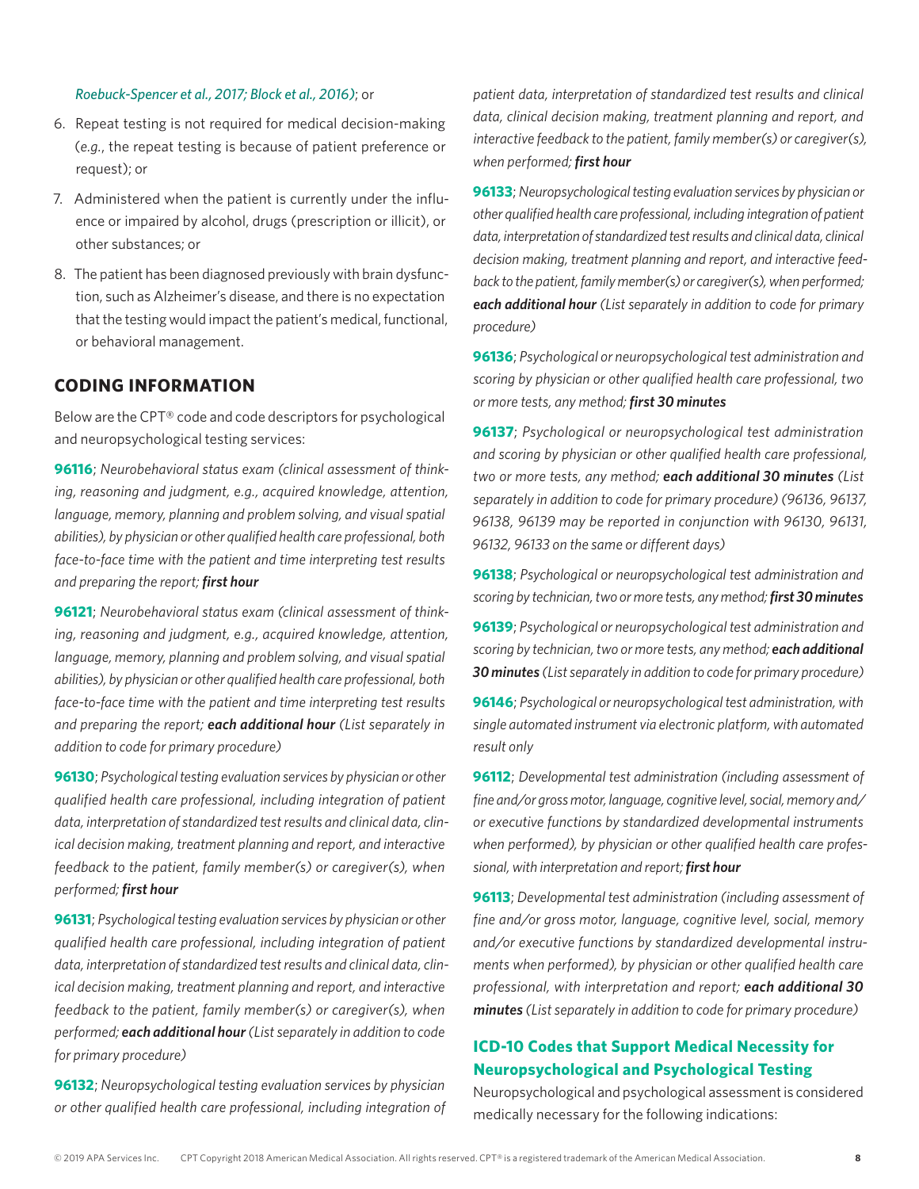*Roebuck-Spencer et al., 2017; Block et al., 2016)*; or

6. Repeat testing is not required for medical decision-making (*e.g.*, the repeat testing is because of patient preference or request); or
7. Administered when the patient is currently under the influence or impaired by alcohol, drugs (prescription or illicit), or other substances; or
8. The patient has been diagnosed previously with brain dysfunction, such as Alzheimer's disease, and there is no expectation that the testing would impact the patient's medical, functional, or behavioral management.

## CODING INFORMATION

Below are the CPT® code and code descriptors for psychological and neuropsychological testing services:

**96116**; *Neurobehavioral status exam (clinical assessment of thinking, reasoning and judgment, e.g., acquired knowledge, attention, language, memory, planning and problem solving, and visual spatial abilities), by physician or other qualified health care professional, both face-to-face time with the patient and time interpreting test results and preparing the report;* ***first hour***

**96121**; *Neurobehavioral status exam (clinical assessment of thinking, reasoning and judgment, e.g., acquired knowledge, attention, language, memory, planning and problem solving, and visual spatial abilities), by physician or other qualified health care professional, both face-to-face time with the patient and time interpreting test results and preparing the report;* ***each additional hour*** *(List separately in addition to code for primary procedure)*

**96130**; *Psychological testing evaluation services by physician or other qualified health care professional, including integration of patient data, interpretation of standardized test results and clinical data, clinical decision making, treatment planning and report, and interactive feedback to the patient, family member(s) or caregiver(s), when performed;* ***first hour***

**96131**; *Psychological testing evaluation services by physician or other qualified health care professional, including integration of patient data, interpretation of standardized test results and clinical data, clinical decision making, treatment planning and report, and interactive feedback to the patient, family member(s) or caregiver(s), when performed;* ***each additional hour*** *(List separately in addition to code for primary procedure)*

**96132**; *Neuropsychological testing evaluation services by physician or other qualified health care professional, including integration of patient data, interpretation of standardized test results and clinical data, clinical decision making, treatment planning and report, and interactive feedback to the patient, family member(s) or caregiver(s), when performed;* ***first hour***

**96133**; *Neuropsychological testing evaluation services by physician or other qualified health care professional, including integration of patient data, interpretation of standardized test results and clinical data, clinical decision making, treatment planning and report, and interactive feedback to the patient, family member(s) or caregiver(s), when performed;* ***each additional hour*** *(List separately in addition to code for primary procedure)*

**96136**; *Psychological or neuropsychological test administration and scoring by physician or other qualified health care professional, two or more tests, any method;* ***first 30 minutes***

**96137**; *Psychological or neuropsychological test administration and scoring by physician or other qualified health care professional, two or more tests, any method;* ***each additional 30 minutes*** *(List separately in addition to code for primary procedure) (96136, 96137, 96138, 96139 may be reported in conjunction with 96130, 96131, 96132, 96133 on the same or different days)*

**96138**; *Psychological or neuropsychological test administration and scoring by technician, two or more tests, any method;* ***first 30 minutes***

**96139**; *Psychological or neuropsychological test administration and scoring by technician, two or more tests, any method;* ***each additional 30 minutes*** *(List separately in addition to code for primary procedure)*

**96146**; *Psychological or neuropsychological test administration, with single automated instrument via electronic platform, with automated result only*

**96112**; *Developmental test administration (including assessment of fine and/or gross motor, language, cognitive level, social, memory and/or executive functions by standardized developmental instruments when performed), by physician or other qualified health care professional, with interpretation and report;* ***first hour***

**96113**; *Developmental test administration (including assessment of fine and/or gross motor, language, cognitive level, social, memory and/or executive functions by standardized developmental instruments when performed), by physician or other qualified health care professional, with interpretation and report;* ***each additional 30 minutes*** *(List separately in addition to code for primary procedure)*

### ICD-10 Codes that Support Medical Necessity for Neuropsychological and Psychological Testing

Neuropsychological and psychological assessment is considered medically necessary for the following indications: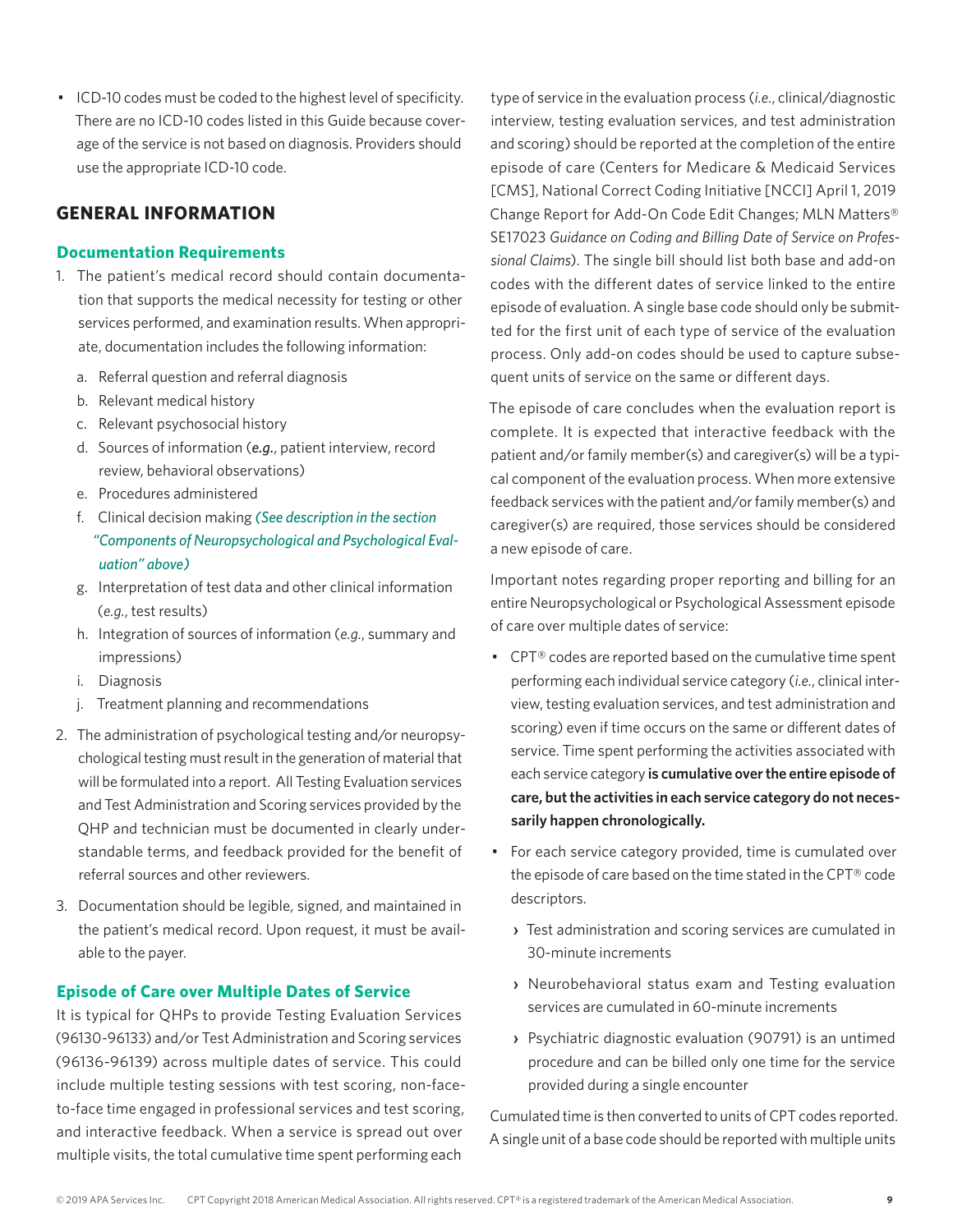- ICD-10 codes must be coded to the highest level of specificity. There are no ICD-10 codes listed in this Guide because coverage of the service is not based on diagnosis. Providers should use the appropriate ICD-10 code.

## GENERAL INFORMATION

### Documentation Requirements

1. The patient's medical record should contain documentation that supports the medical necessity for testing or other services performed, and examination results. When appropriate, documentation includes the following information:
   a. Referral question and referral diagnosis
   b. Relevant medical history
   c. Relevant psychosocial history
   d. Sources of information (*e.g.*, patient interview, record review, behavioral observations)
   e. Procedures administered
   f. Clinical decision making *(See description in the section "Components of Neuropsychological and Psychological Evaluation" above)*
   g. Interpretation of test data and other clinical information (*e.g.*, test results)
   h. Integration of sources of information (*e.g.*, summary and impressions)
   i. Diagnosis
   j. Treatment planning and recommendations
2. The administration of psychological testing and/or neuropsychological testing must result in the generation of material that will be formulated into a report. All Testing Evaluation services and Test Administration and Scoring services provided by the QHP and technician must be documented in clearly understandable terms, and feedback provided for the benefit of referral sources and other reviewers.
3. Documentation should be legible, signed, and maintained in the patient's medical record. Upon request, it must be available to the payer.

### Episode of Care over Multiple Dates of Service

It is typical for QHPs to provide Testing Evaluation Services (96130-96133) and/or Test Administration and Scoring services (96136-96139) across multiple dates of service. This could include multiple testing sessions with test scoring, non-face-to-face time engaged in professional services and test scoring, and interactive feedback. When a service is spread out over multiple visits, the total cumulative time spent performing each type of service in the evaluation process (*i.e.*, clinical/diagnostic interview, testing evaluation services, and test administration and scoring) should be reported at the completion of the entire episode of care (Centers for Medicare & Medicaid Services [CMS], National Correct Coding Initiative [NCCI] April 1, 2019 Change Report for Add-On Code Edit Changes; MLN Matters® SE17023 *Guidance on Coding and Billing Date of Service on Professional Claims*). The single bill should list both base and add-on codes with the different dates of service linked to the entire episode of evaluation. A single base code should only be submitted for the first unit of each type of service of the evaluation process. Only add-on codes should be used to capture subsequent units of service on the same or different days.

The episode of care concludes when the evaluation report is complete. It is expected that interactive feedback with the patient and/or family member(s) and caregiver(s) will be a typical component of the evaluation process. When more extensive feedback services with the patient and/or family member(s) and caregiver(s) are required, those services should be considered a new episode of care.

Important notes regarding proper reporting and billing for an entire Neuropsychological or Psychological Assessment episode of care over multiple dates of service:

- CPT® codes are reported based on the cumulative time spent performing each individual service category (*i.e.*, clinical interview, testing evaluation services, and test administration and scoring) even if time occurs on the same or different dates of service. Time spent performing the activities associated with each service category **is cumulative over the entire episode of care, but the activities in each service category do not necessarily happen chronologically.**
- For each service category provided, time is cumulated over the episode of care based on the time stated in the CPT® code descriptors.
  - Test administration and scoring services are cumulated in 30-minute increments
  - Neurobehavioral status exam and Testing evaluation services are cumulated in 60-minute increments
  - Psychiatric diagnostic evaluation (90791) is an untimed procedure and can be billed only one time for the service provided during a single encounter

Cumulated time is then converted to units of CPT codes reported. A single unit of a base code should be reported with multiple units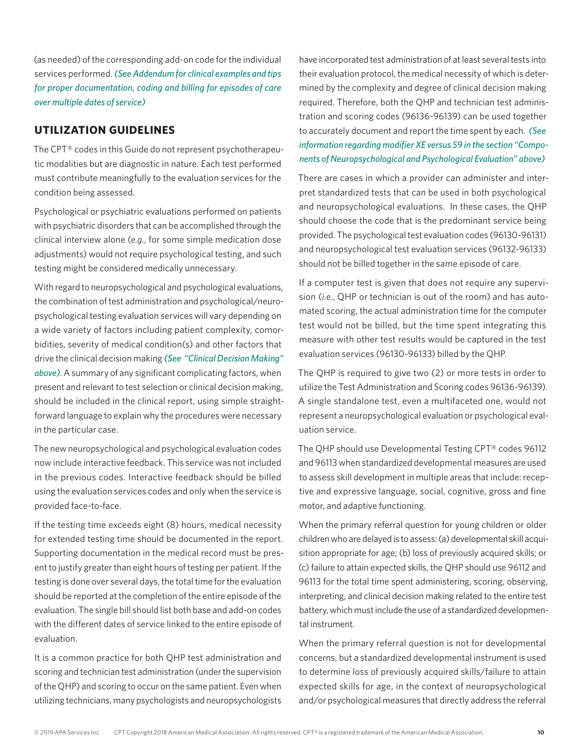(as needed) of the corresponding add-on code for the individual services performed. *(See Addendum for clinical examples and tips for proper documentation, coding and billing for episodes of care over multiple dates of service)*

## UTILIZATION GUIDELINES

The CPT® codes in this Guide do not represent psychotherapeutic modalities but are diagnostic in nature. Each test performed must contribute meaningfully to the evaluation services for the condition being assessed.

Psychological or psychiatric evaluations performed on patients with psychiatric disorders that can be accomplished through the clinical interview alone (*e.g.*, for some simple medication dose adjustments) would not require psychological testing, and such testing might be considered medically unnecessary.

With regard to neuropsychological and psychological evaluations, the combination of test administration and psychological/neuropsychological testing evaluation services will vary depending on a wide variety of factors including patient complexity, comorbidities, severity of medical condition(s) and other factors that drive the clinical decision making *(See "Clinical Decision Making" above)*. A summary of any significant complicating factors, when present and relevant to test selection or clinical decision making, should be included in the clinical report, using simple straightforward language to explain why the procedures were necessary in the particular case.

The new neuropsychological and psychological evaluation codes now include interactive feedback. This service was not included in the previous codes. Interactive feedback should be billed using the evaluation services codes and only when the service is provided face-to-face.

If the testing time exceeds eight (8) hours, medical necessity for extended testing time should be documented in the report. Supporting documentation in the medical record must be present to justify greater than eight hours of testing per patient. If the testing is done over several days, the total time for the evaluation should be reported at the completion of the entire episode of the evaluation. The single bill should list both base and add-on codes with the different dates of service linked to the entire episode of evaluation.

It is a common practice for both QHP test administration and scoring and technician test administration (under the supervision of the QHP) and scoring to occur on the same patient. Even when utilizing technicians, many psychologists and neuropsychologists have incorporated test administration of at least several tests into their evaluation protocol, the medical necessity of which is determined by the complexity and degree of clinical decision making required. Therefore, both the QHP and technician test administration and scoring codes (96136-96139) can be used together to accurately document and report the time spent by each. *(See information regarding modifier XE versus 59 in the section "Components of Neuropsychological and Psychological Evaluation" above)*

There are cases in which a provider can administer and interpret standardized tests that can be used in both psychological and neuropsychological evaluations. In these cases, the QHP should choose the code that is the predominant service being provided. The psychological test evaluation codes (96130-96131) and neuropsychological test evaluation services (96132-96133) should not be billed together in the same episode of care.

If a computer test is given that does not require any supervision (*i.e.*, QHP or technician is out of the room) and has automated scoring, the actual administration time for the computer test would not be billed, but the time spent integrating this measure with other test results would be captured in the test evaluation services (96130-96133) billed by the QHP.

The QHP is required to give two (2) or more tests in order to utilize the Test Administration and Scoring codes 96136-96139). A single standalone test, even a multifaceted one, would not represent a neuropsychological evaluation or psychological evaluation service.

The QHP should use Developmental Testing CPT® codes 96112 and 96113 when standardized developmental measures are used to assess skill development in multiple areas that include: receptive and expressive language, social, cognitive, gross and fine motor, and adaptive functioning.

When the primary referral question for young children or older children who are delayed is to assess: (a) developmental skill acquisition appropriate for age; (b) loss of previously acquired skills; or (c) failure to attain expected skills, the QHP should use 96112 and 96113 for the total time spent administering, scoring, observing, interpreting, and clinical decision making related to the entire test battery, which must include the use of a standardized developmental instrument.

When the primary referral question is not for developmental concerns, but a standardized developmental instrument is used to determine loss of previously acquired skills/failure to attain expected skills for age, in the context of neuropsychological and/or psychological measures that directly address the referral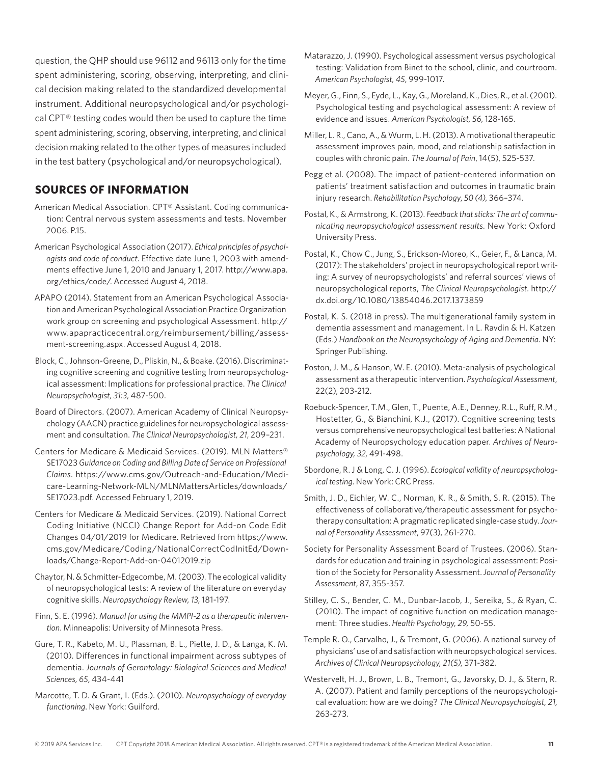question, the QHP should use 96112 and 96113 only for the time spent administering, scoring, observing, interpreting, and clinical decision making related to the standardized developmental instrument. Additional neuropsychological and/or psychological CPT® testing codes would then be used to capture the time spent administering, scoring, observing, interpreting, and clinical decision making related to the other types of measures included in the test battery (psychological and/or neuropsychological).

## SOURCES OF INFORMATION

American Medical Association. CPT® Assistant. Coding communication: Central nervous system assessments and tests. November 2006. P.15.

American Psychological Association (2017). *Ethical principles of psychologists and code of conduct*. Effective date June 1, 2003 with amendments effective June 1, 2010 and January 1, 2017. http://www.apa.org/ethics/code/. Accessed August 4, 2018.

APAPO (2014). Statement from an American Psychological Association and American Psychological Association Practice Organization work group on screening and psychological Assessment. http://www.apapracticecentral.org/reimbursement/billing/assessment-screening.aspx. Accessed August 4, 2018.

Block, C., Johnson-Greene, D., Pliskin, N., & Boake. (2016). Discriminating cognitive screening and cognitive testing from neuropsychological assessment: Implications for professional practice. *The Clinical Neuropsychologist, 31:3*, 487-500.

Board of Directors. (2007). American Academy of Clinical Neuropsychology (AACN) practice guidelines for neuropsychological assessment and consultation. *The Clinical Neuropsychologist, 21*, 209–231.

Centers for Medicare & Medicaid Services. (2019). MLN Matters® SE17023 *Guidance on Coding and Billing Date of Service on Professional Claims*. https://www.cms.gov/Outreach-and-Education/Medicare-Learning-Network-MLN/MLNMattersArticles/downloads/SE17023.pdf. Accessed February 1, 2019.

Centers for Medicare & Medicaid Services. (2019). National Correct Coding Initiative (NCCI) Change Report for Add-on Code Edit Changes 04/01/2019 for Medicare. Retrieved from https://www.cms.gov/Medicare/Coding/NationalCorrectCodInitEd/Downloads/Change-Report-Add-on-04012019.zip

Chaytor, N. & Schmitter-Edgecombe, M. (2003). The ecological validity of neuropsychological tests: A review of the literature on everyday cognitive skills. *Neuropsychology Review, 13*, 181-197.

Finn, S. E. (1996). *Manual for using the MMPI-2 as a therapeutic intervention*. Minneapolis: University of Minnesota Press.

Gure, T. R., Kabeto, M. U., Plassman, B. L., Piette, J. D., & Langa, K. M. (2010). Differences in functional impairment across subtypes of dementia. *Journals of Gerontology: Biological Sciences and Medical Sciences, 65*, 434-441

Marcotte, T. D. & Grant, I. (Eds.). (2010). *Neuropsychology of everyday functioning*. New York: Guilford.

Matarazzo, J. (1990). Psychological assessment versus psychological testing: Validation from Binet to the school, clinic, and courtroom. *American Psychologist, 45*, 999-1017.

Meyer, G., Finn, S., Eyde, L., Kay, G., Moreland, K., Dies, R., et al. (2001). Psychological testing and psychological assessment: A review of evidence and issues. *American Psychologist, 56*, 128-165.

Miller, L. R., Cano, A., & Wurm, L. H. (2013). A motivational therapeutic assessment improves pain, mood, and relationship satisfaction in couples with chronic pain. *The Journal of Pain*, 14(5), 525-537.

Pegg et al. (2008). The impact of patient-centered information on patients' treatment satisfaction and outcomes in traumatic brain injury research. *Rehabilitation Psychology, 50 (4)*, 366–374.

Postal, K., & Armstrong, K. (2013). *Feedback that sticks: The art of communicating neuropsychological assessment results*. New York: Oxford University Press.

Postal, K., Chow C., Jung, S., Erickson-Moreo, K., Geier, F., & Lanca, M. (2017): The stakeholders' project in neuropsychological report writing: A survey of neuropsychologists' and referral sources' views of neuropsychological reports, *The Clinical Neuropsychologist*. http://dx.doi.org/10.1080/13854046.2017.1373859

Postal, K. S. (2018 in press). The multigenerational family system in dementia assessment and management. In L. Ravdin & H. Katzen (Eds.) *Handbook on the Neuropsychology of Aging and Dementia*. NY: Springer Publishing.

Poston, J. M., & Hanson, W. E. (2010). Meta-analysis of psychological assessment as a therapeutic intervention. *Psychological Assessment*, 22(2), 203-212.

Roebuck-Spencer, T.M., Glen, T., Puente, A.E., Denney, R.L., Ruff, R.M., Hostetter, G., & Bianchini, K.J., (2017). Cognitive screening tests versus comprehensive neuropsychological test batteries: A National Academy of Neuropsychology education paper. *Archives of Neuropsychology, 32*, 491-498.

Sbordone, R. J & Long, C. J. (1996). *Ecological validity of neuropsychological testing*. New York: CRC Press.

Smith, J. D., Eichler, W. C., Norman, K. R., & Smith, S. R. (2015). The effectiveness of collaborative/therapeutic assessment for psychotherapy consultation: A pragmatic replicated single-case study. *Journal of Personality Assessment*, 97(3), 261-270.

Society for Personality Assessment Board of Trustees. (2006). Standards for education and training in psychological assessment: Position of the Society for Personality Assessment. *Journal of Personality Assessment*, 87, 355-357.

Stilley, C. S., Bender, C. M., Dunbar-Jacob, J., Sereika, S., & Ryan, C. (2010). The impact of cognitive function on medication management: Three studies. *Health Psychology, 29*, 50-55.

Temple R. O., Carvalho, J., & Tremont, G. (2006). A national survey of physicians' use of and satisfaction with neuropsychological services. *Archives of Clinical Neuropsychology, 21(5)*, 371-382.

Westervelt, H. J., Brown, L. B., Tremont, G., Javorsky, D. J., & Stern, R. A. (2007). Patient and family perceptions of the neuropsychological evaluation: how are we doing? *The Clinical Neuropsychologist, 21*, 263-273.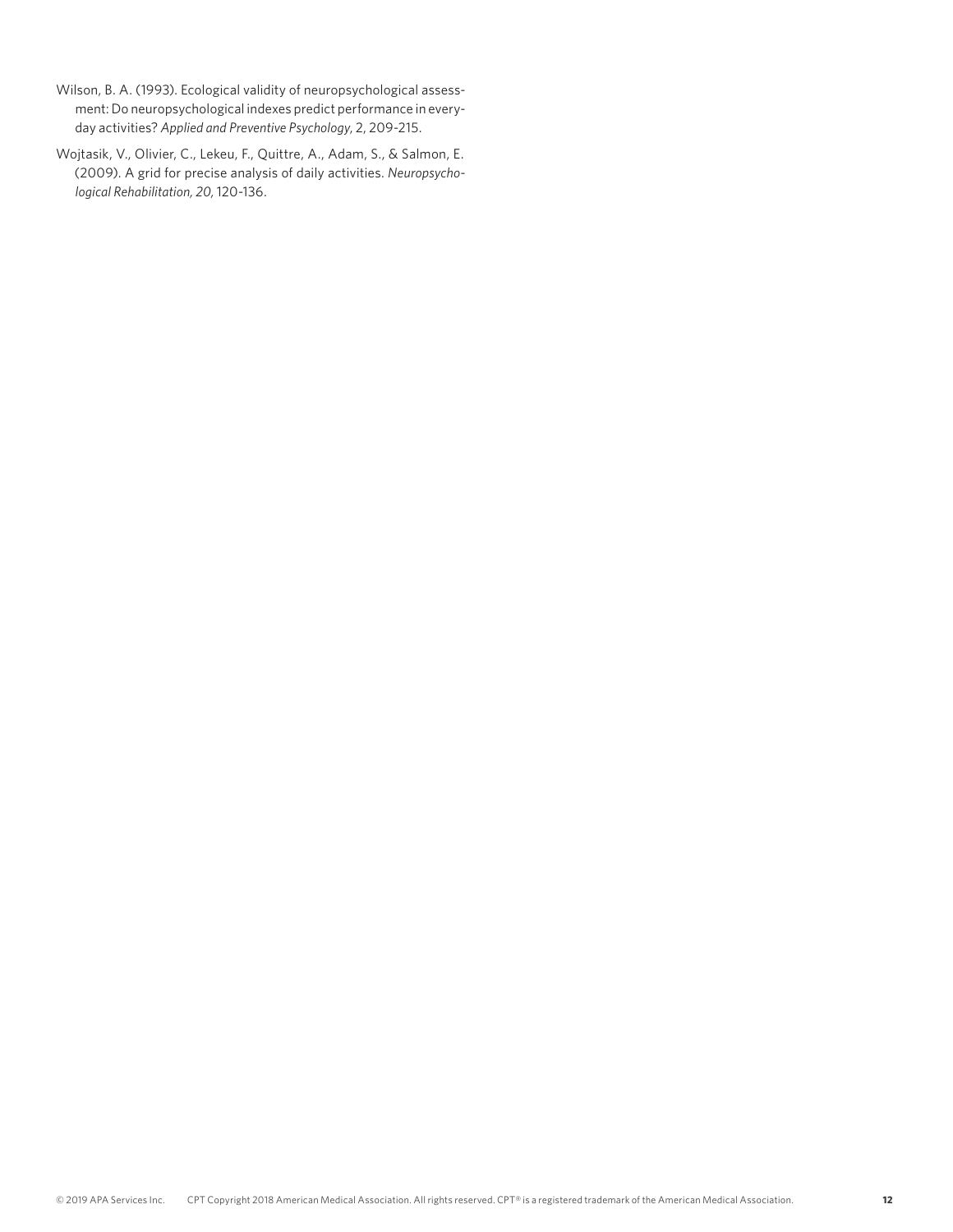Wilson, B. A. (1993). Ecological validity of neuropsychological assessment: Do neuropsychological indexes predict performance in everyday activities? *Applied and Preventive Psychology*, 2, 209-215.

Wojtasik, V., Olivier, C., Lekeu, F., Quittre, A., Adam, S., & Salmon, E. (2009). A grid for precise analysis of daily activities. *Neuropsychological Rehabilitation, 20*, 120-136.